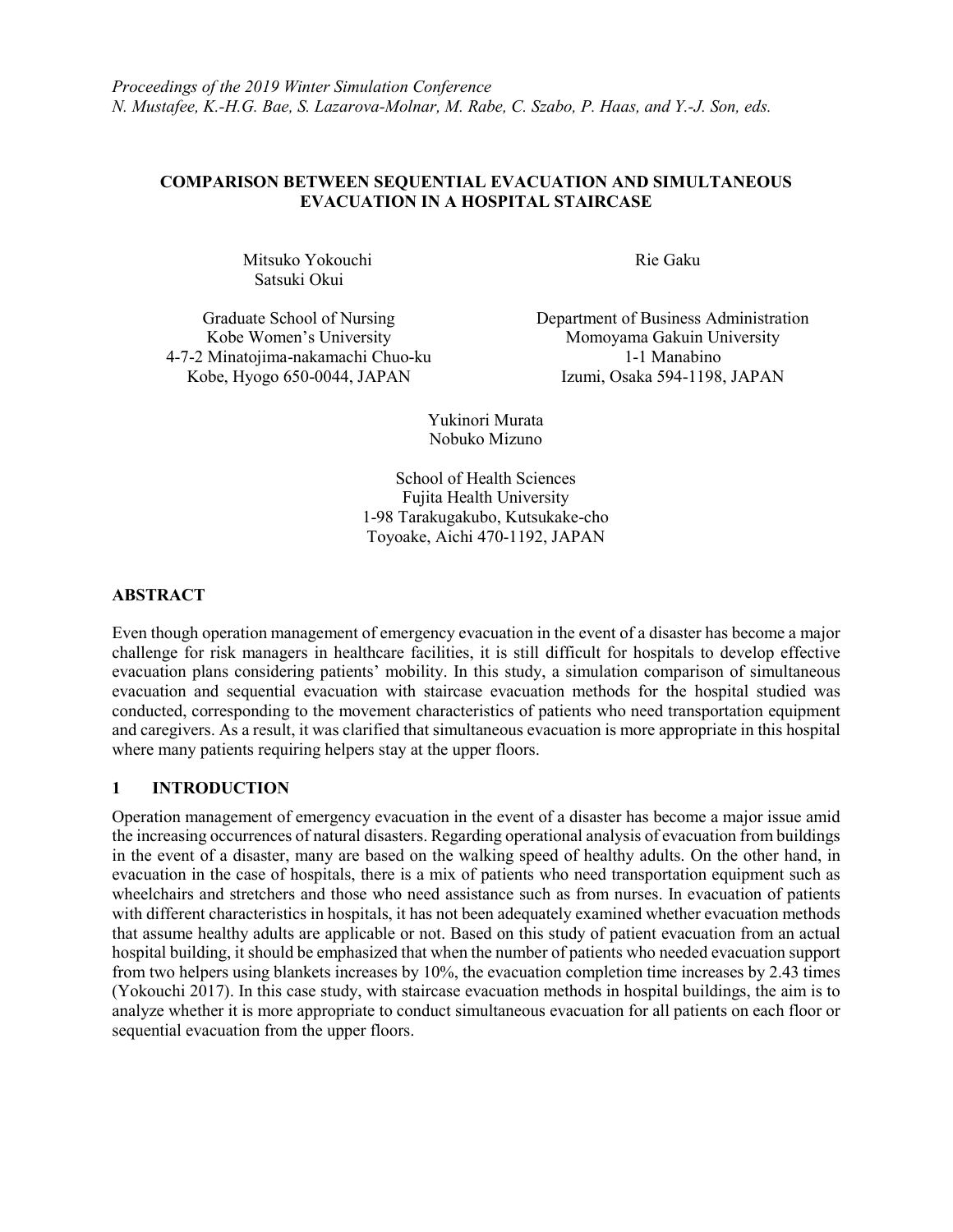*Proceedings of the 2019 Winter Simulation Conference*
*N. Mustafee, K.-H.G. Bae, S. Lazarova-Molnar, M. Rabe, C. Szabo, P. Haas, and Y.-J. Son, eds.*

# COMPARISON BETWEEN SEQUENTIAL EVACUATION AND SIMULTANEOUS EVACUATION IN A HOSPITAL STAIRCASE

Mitsuko Yokouchi
Satsuki Okui

Graduate School of Nursing
Kobe Women's University
4-7-2 Minatojima-nakamachi Chuo-ku
Kobe, Hyogo 650-0044, JAPAN

Rie Gaku

Department of Business Administration
Momoyama Gakuin University
1-1 Manabino
Izumi, Osaka 594-1198, JAPAN

Yukinori Murata
Nobuko Mizuno

School of Health Sciences
Fujita Health University
1-98 Tarakugakubo, Kutsukake-cho
Toyoake, Aichi 470-1192, JAPAN

## ABSTRACT

Even though operation management of emergency evacuation in the event of a disaster has become a major challenge for risk managers in healthcare facilities, it is still difficult for hospitals to develop effective evacuation plans considering patients' mobility. In this study, a simulation comparison of simultaneous evacuation and sequential evacuation with staircase evacuation methods for the hospital studied was conducted, corresponding to the movement characteristics of patients who need transportation equipment and caregivers. As a result, it was clarified that simultaneous evacuation is more appropriate in this hospital where many patients requiring helpers stay at the upper floors.

## 1 INTRODUCTION

Operation management of emergency evacuation in the event of a disaster has become a major issue amid the increasing occurrences of natural disasters. Regarding operational analysis of evacuation from buildings in the event of a disaster, many are based on the walking speed of healthy adults. On the other hand, in evacuation in the case of hospitals, there is a mix of patients who need transportation equipment such as wheelchairs and stretchers and those who need assistance such as from nurses. In evacuation of patients with different characteristics in hospitals, it has not been adequately examined whether evacuation methods that assume healthy adults are applicable or not. Based on this study of patient evacuation from an actual hospital building, it should be emphasized that when the number of patients who needed evacuation support from two helpers using blankets increases by 10%, the evacuation completion time increases by 2.43 times (Yokouchi 2017). In this case study, with staircase evacuation methods in hospital buildings, the aim is to analyze whether it is more appropriate to conduct simultaneous evacuation for all patients on each floor or sequential evacuation from the upper floors.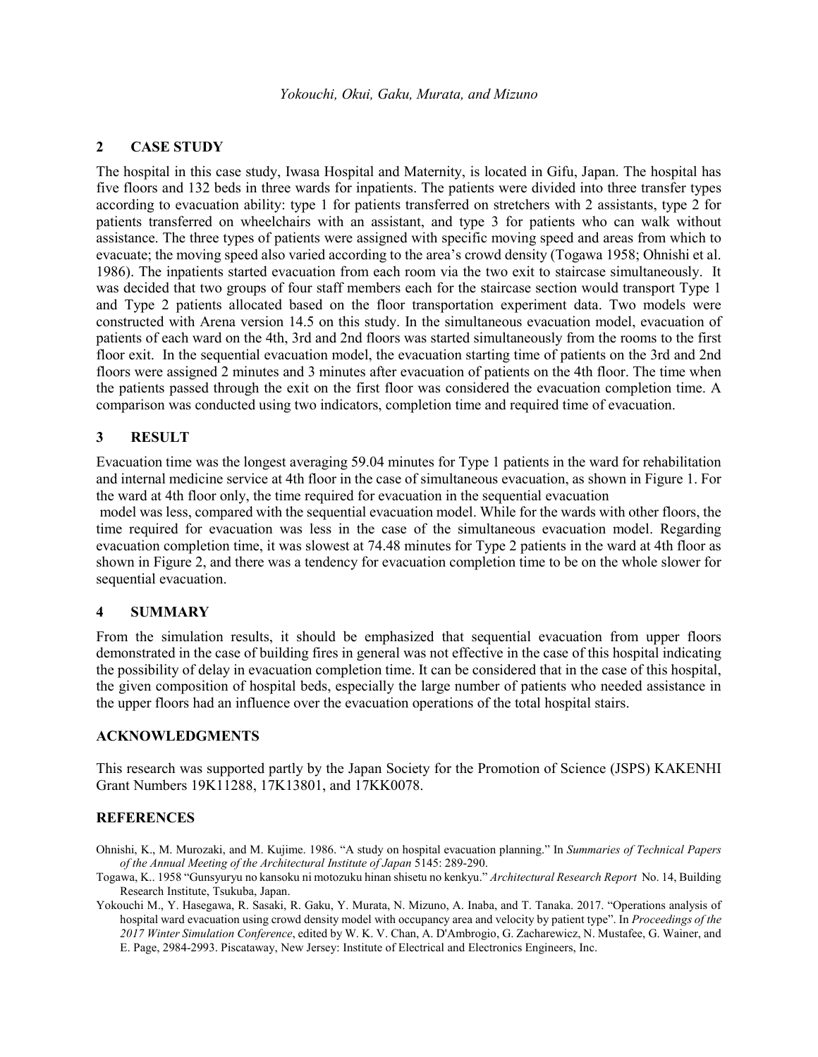## 2 CASE STUDY

The hospital in this case study, Iwasa Hospital and Maternity, is located in Gifu, Japan. The hospital has five floors and 132 beds in three wards for inpatients. The patients were divided into three transfer types according to evacuation ability: type 1 for patients transferred on stretchers with 2 assistants, type 2 for patients transferred on wheelchairs with an assistant, and type 3 for patients who can walk without assistance. The three types of patients were assigned with specific moving speed and areas from which to evacuate; the moving speed also varied according to the area's crowd density (Togawa 1958; Ohnishi et al. 1986). The inpatients started evacuation from each room via the two exit to staircase simultaneously. It was decided that two groups of four staff members each for the staircase section would transport Type 1 and Type 2 patients allocated based on the floor transportation experiment data. Two models were constructed with Arena version 14.5 on this study. In the simultaneous evacuation model, evacuation of patients of each ward on the 4th, 3rd and 2nd floors was started simultaneously from the rooms to the first floor exit. In the sequential evacuation model, the evacuation starting time of patients on the 3rd and 2nd floors were assigned 2 minutes and 3 minutes after evacuation of patients on the 4th floor. The time when the patients passed through the exit on the first floor was considered the evacuation completion time. A comparison was conducted using two indicators, completion time and required time of evacuation.

## 3 RESULT

Evacuation time was the longest averaging 59.04 minutes for Type 1 patients in the ward for rehabilitation and internal medicine service at 4th floor in the case of simultaneous evacuation, as shown in Figure 1. For the ward at 4th floor only, the time required for evacuation in the sequential evacuation model was less, compared with the sequential evacuation model. While for the wards with other floors, the time required for evacuation was less in the case of the simultaneous evacuation model. Regarding evacuation completion time, it was slowest at 74.48 minutes for Type 2 patients in the ward at 4th floor as shown in Figure 2, and there was a tendency for evacuation completion time to be on the whole slower for sequential evacuation.

## 4 SUMMARY

From the simulation results, it should be emphasized that sequential evacuation from upper floors demonstrated in the case of building fires in general was not effective in the case of this hospital indicating the possibility of delay in evacuation completion time. It can be considered that in the case of this hospital, the given composition of hospital beds, especially the large number of patients who needed assistance in the upper floors had an influence over the evacuation operations of the total hospital stairs.

## ACKNOWLEDGMENTS

This research was supported partly by the Japan Society for the Promotion of Science (JSPS) KAKENHI Grant Numbers 19K11288, 17K13801, and 17KK0078.

## REFERENCES

Ohnishi, K., M. Murozaki, and M. Kujime. 1986. "A study on hospital evacuation planning." In *Summaries of Technical Papers of the Annual Meeting of the Architectural Institute of Japan* 5145: 289-290.

Togawa, K.. 1958 "Gunsyuryu no kansoku ni motozuku hinan shisetu no kenkyu." *Architectural Research Report* No. 14, Building Research Institute, Tsukuba, Japan.

Yokouchi M., Y. Hasegawa, R. Sasaki, R. Gaku, Y. Murata, N. Mizuno, A. Inaba, and T. Tanaka. 2017. "Operations analysis of hospital ward evacuation using crowd density model with occupancy area and velocity by patient type". In *Proceedings of the 2017 Winter Simulation Conference*, edited by W. K. V. Chan, A. D'Ambrogio, G. Zacharewicz, N. Mustafee, G. Wainer, and E. Page, 2984-2993. Piscataway, New Jersey: Institute of Electrical and Electronics Engineers, Inc.